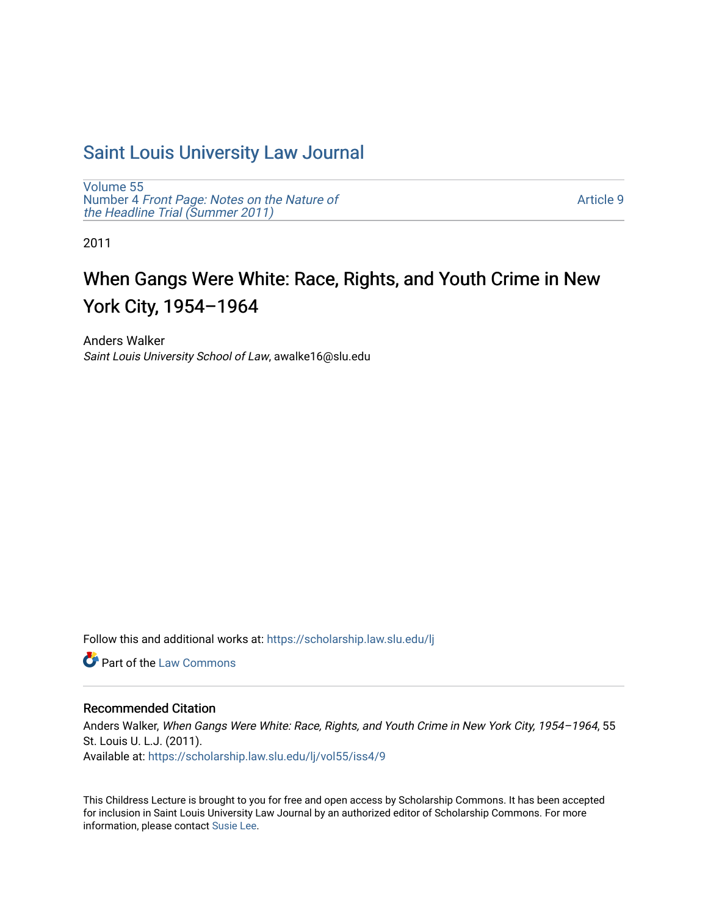# Saint Louis University Law Journal

Volume 55
Number 4 *Front Page: Notes on the Nature of the Headline Trial (Summer 2011)*

Article 9

2011

## When Gangs Were White: Race, Rights, and Youth Crime in New York City, 1954–1964

Anders Walker
*Saint Louis University School of Law*, awalke16@slu.edu

Follow this and additional works at: https://scholarship.law.slu.edu/lj

Part of the Law Commons

### Recommended Citation

Anders Walker, *When Gangs Were White: Race, Rights, and Youth Crime in New York City, 1954–1964*, 55 St. Louis U. L.J. (2011).
Available at: https://scholarship.law.slu.edu/lj/vol55/iss4/9

This Childress Lecture is brought to you for free and open access by Scholarship Commons. It has been accepted for inclusion in Saint Louis University Law Journal by an authorized editor of Scholarship Commons. For more information, please contact Susie Lee.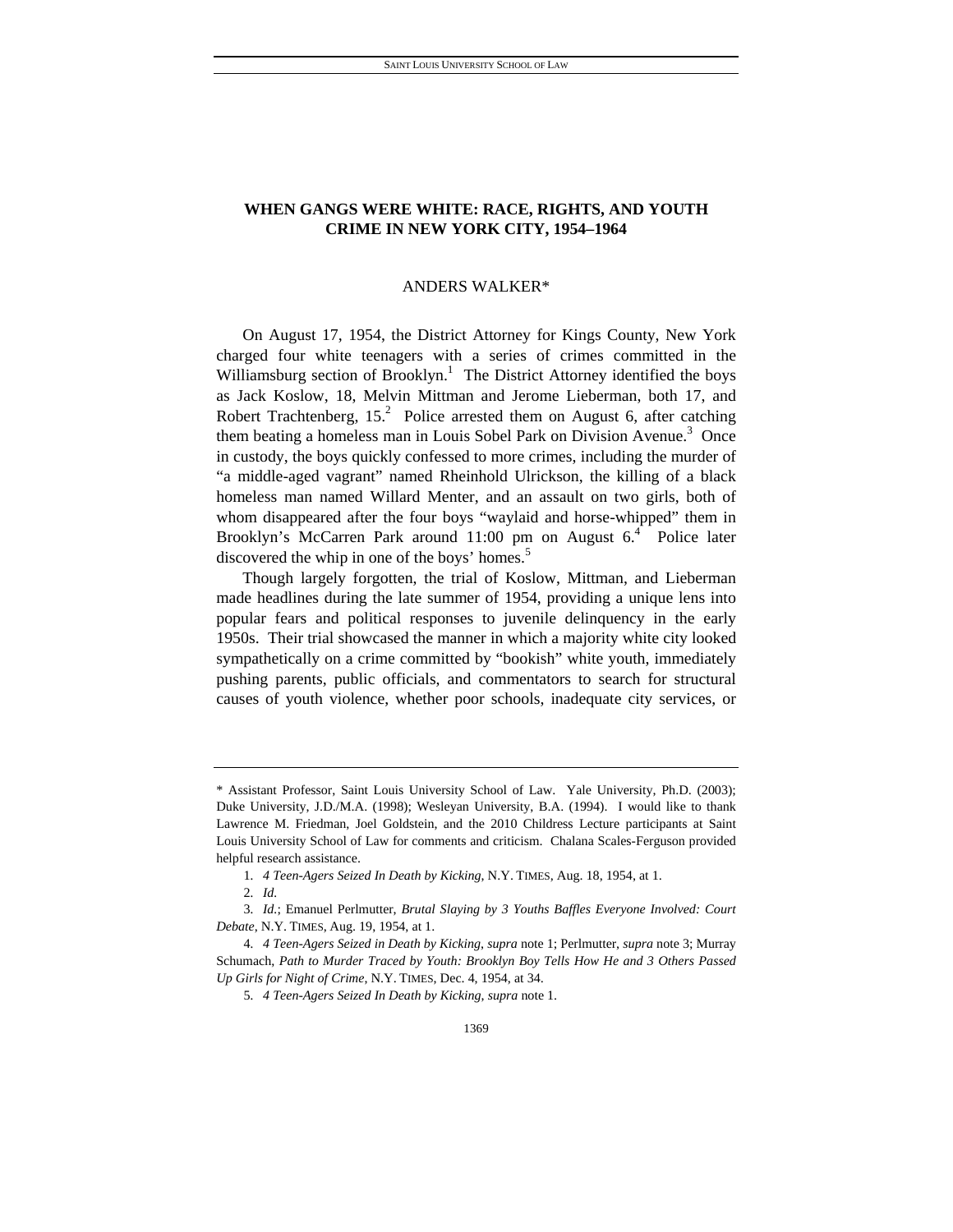# WHEN GANGS WERE WHITE: RACE, RIGHTS, AND YOUTH CRIME IN NEW YORK CITY, 1954–1964

ANDERS WALKER*

On August 17, 1954, the District Attorney for Kings County, New York charged four white teenagers with a series of crimes committed in the Williamsburg section of Brooklyn.[1] The District Attorney identified the boys as Jack Koslow, 18, Melvin Mittman and Jerome Lieberman, both 17, and Robert Trachtenberg, 15.[2] Police arrested them on August 6, after catching them beating a homeless man in Louis Sobel Park on Division Avenue.[3] Once in custody, the boys quickly confessed to more crimes, including the murder of "a middle-aged vagrant" named Rheinhold Ulrickson, the killing of a black homeless man named Willard Menter, and an assault on two girls, both of whom disappeared after the four boys "waylaid and horse-whipped" them in Brooklyn's McCarren Park around 11:00 pm on August 6.[4] Police later discovered the whip in one of the boys' homes.[5]

Though largely forgotten, the trial of Koslow, Mittman, and Lieberman made headlines during the late summer of 1954, providing a unique lens into popular fears and political responses to juvenile delinquency in the early 1950s. Their trial showcased the manner in which a majority white city looked sympathetically on a crime committed by "bookish" white youth, immediately pushing parents, public officials, and commentators to search for structural causes of youth violence, whether poor schools, inadequate city services, or

---

\* Assistant Professor, Saint Louis University School of Law. Yale University, Ph.D. (2003); Duke University, J.D./M.A. (1998); Wesleyan University, B.A. (1994). I would like to thank Lawrence M. Friedman, Joel Goldstein, and the 2010 Childress Lecture participants at Saint Louis University School of Law for comments and criticism. Chalana Scales-Ferguson provided helpful research assistance.

1. *4 Teen-Agers Seized In Death by Kicking*, N.Y. TIMES, Aug. 18, 1954, at 1.

2. *Id.*

3. *Id.*; Emanuel Perlmutter, *Brutal Slaying by 3 Youths Baffles Everyone Involved: Court Debate*, N.Y. TIMES, Aug. 19, 1954, at 1.

4. *4 Teen-Agers Seized in Death by Kicking*, *supra* note 1; Perlmutter, *supra* note 3; Murray Schumach, *Path to Murder Traced by Youth: Brooklyn Boy Tells How He and 3 Others Passed Up Girls for Night of Crime*, N.Y. TIMES, Dec. 4, 1954, at 34.

5. *4 Teen-Agers Seized In Death by Kicking*, *supra* note 1.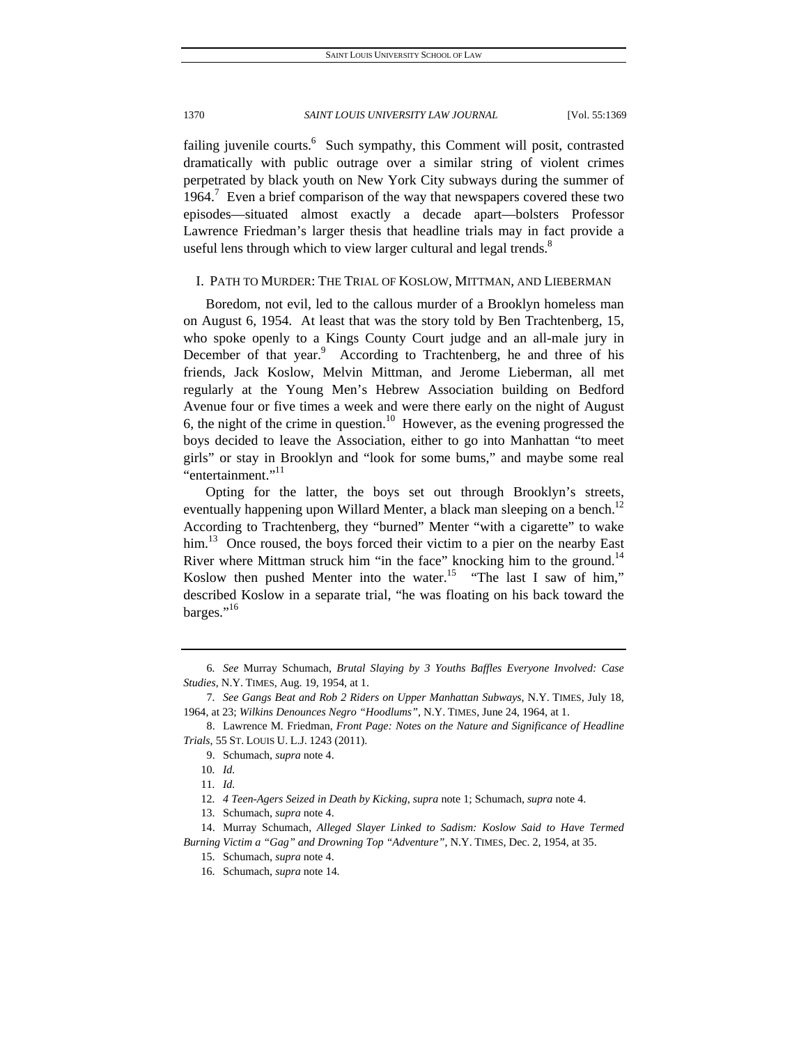failing juvenile courts.[6] Such sympathy, this Comment will posit, contrasted dramatically with public outrage over a similar string of violent crimes perpetrated by black youth on New York City subways during the summer of 1964.[7] Even a brief comparison of the way that newspapers covered these two episodes—situated almost exactly a decade apart—bolsters Professor Lawrence Friedman's larger thesis that headline trials may in fact provide a useful lens through which to view larger cultural and legal trends.[8]

## I. PATH TO MURDER: THE TRIAL OF KOSLOW, MITTMAN, AND LIEBERMAN

Boredom, not evil, led to the callous murder of a Brooklyn homeless man on August 6, 1954. At least that was the story told by Ben Trachtenberg, 15, who spoke openly to a Kings County Court judge and an all-male jury in December of that year.[9] According to Trachtenberg, he and three of his friends, Jack Koslow, Melvin Mittman, and Jerome Lieberman, all met regularly at the Young Men's Hebrew Association building on Bedford Avenue four or five times a week and were there early on the night of August 6, the night of the crime in question.[10] However, as the evening progressed the boys decided to leave the Association, either to go into Manhattan "to meet girls" or stay in Brooklyn and "look for some bums," and maybe some real "entertainment."[11]

Opting for the latter, the boys set out through Brooklyn's streets, eventually happening upon Willard Menter, a black man sleeping on a bench.[12] According to Trachtenberg, they "burned" Menter "with a cigarette" to wake him.[13] Once roused, the boys forced their victim to a pier on the nearby East River where Mittman struck him "in the face" knocking him to the ground.[14] Koslow then pushed Menter into the water.[15] "The last I saw of him," described Koslow in a separate trial, "he was floating on his back toward the barges."[16]

---

6. *See* Murray Schumach, *Brutal Slaying by 3 Youths Baffles Everyone Involved: Case Studies*, N.Y. TIMES, Aug. 19, 1954, at 1.

7. *See Gangs Beat and Rob 2 Riders on Upper Manhattan Subways*, N.Y. TIMES, July 18, 1964, at 23; *Wilkins Denounces Negro "Hoodlums"*, N.Y. TIMES, June 24, 1964, at 1.

8. Lawrence M. Friedman, *Front Page: Notes on the Nature and Significance of Headline Trials*, 55 ST. LOUIS U. L.J. 1243 (2011).

9. Schumach, *supra* note 4.

10. *Id.*

11. *Id.*

12. *4 Teen-Agers Seized in Death by Kicking*, *supra* note 1; Schumach, *supra* note 4.

13. Schumach, *supra* note 4.

14. Murray Schumach, *Alleged Slayer Linked to Sadism: Koslow Said to Have Termed Burning Victim a "Gag" and Drowning Top "Adventure"*, N.Y. TIMES, Dec. 2, 1954, at 35.

15. Schumach, *supra* note 4.

16. Schumach, *supra* note 14.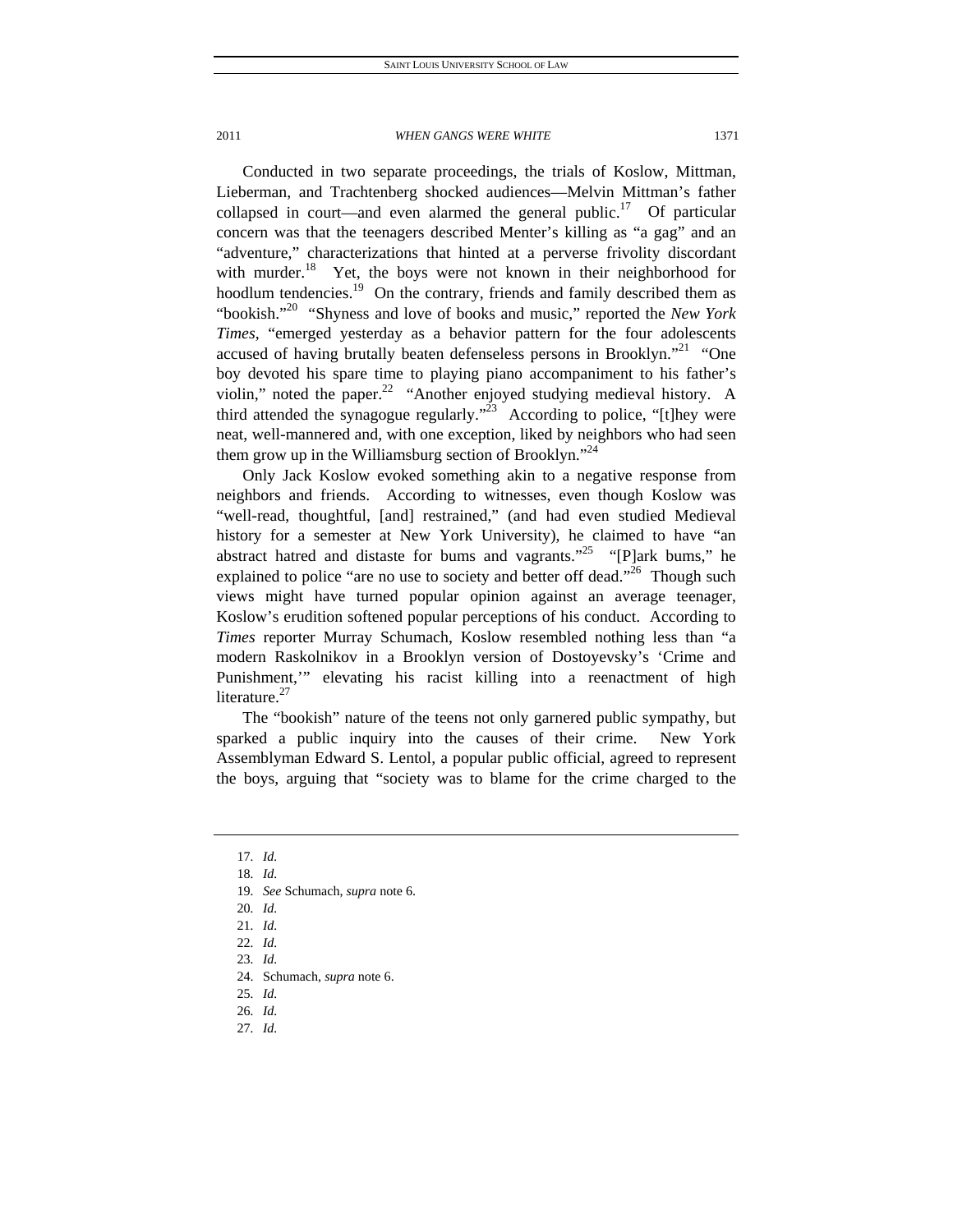Conducted in two separate proceedings, the trials of Koslow, Mittman, Lieberman, and Trachtenberg shocked audiences—Melvin Mittman's father collapsed in court—and even alarmed the general public.[17] Of particular concern was that the teenagers described Menter's killing as "a gag" and an "adventure," characterizations that hinted at a perverse frivolity discordant with murder.[18] Yet, the boys were not known in their neighborhood for hoodlum tendencies.[19] On the contrary, friends and family described them as "bookish."[20] "Shyness and love of books and music," reported the *New York Times*, "emerged yesterday as a behavior pattern for the four adolescents accused of having brutally beaten defenseless persons in Brooklyn."[21] "One boy devoted his spare time to playing piano accompaniment to his father's violin," noted the paper.[22] "Another enjoyed studying medieval history. A third attended the synagogue regularly."[23] According to police, "[t]hey were neat, well-mannered and, with one exception, liked by neighbors who had seen them grow up in the Williamsburg section of Brooklyn."[24]

Only Jack Koslow evoked something akin to a negative response from neighbors and friends. According to witnesses, even though Koslow was "well-read, thoughtful, [and] restrained," (and had even studied Medieval history for a semester at New York University), he claimed to have "an abstract hatred and distaste for bums and vagrants."[25] "[P]ark bums," he explained to police "are no use to society and better off dead."[26] Though such views might have turned popular opinion against an average teenager, Koslow's erudition softened popular perceptions of his conduct. According to *Times* reporter Murray Schumach, Koslow resembled nothing less than "a modern Raskolnikov in a Brooklyn version of Dostoyevsky's 'Crime and Punishment,'" elevating his racist killing into a reenactment of high literature.[27]

The "bookish" nature of the teens not only garnered public sympathy, but sparked a public inquiry into the causes of their crime. New York Assemblyman Edward S. Lentol, a popular public official, agreed to represent the boys, arguing that "society was to blame for the crime charged to the

17. *Id.*
18. *Id.*
19. *See* Schumach, *supra* note 6.
20. *Id.*
21. *Id.*
22. *Id.*
23. *Id.*
24. Schumach, *supra* note 6.
25. *Id.*
26. *Id.*
27. *Id.*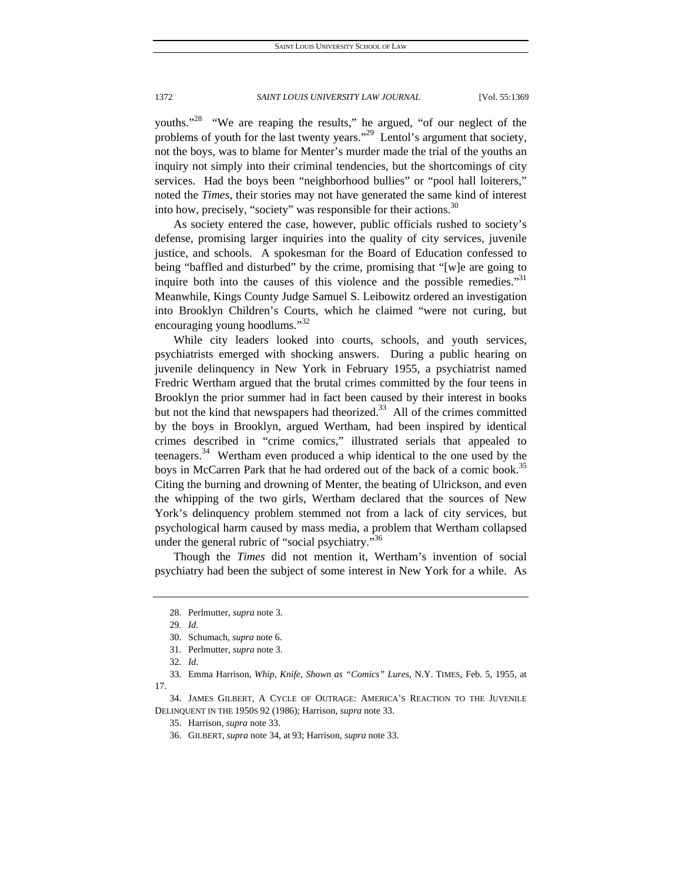youths."[28] "We are reaping the results," he argued, "of our neglect of the problems of youth for the last twenty years."[29] Lentol's argument that society, not the boys, was to blame for Menter's murder made the trial of the youths an inquiry not simply into their criminal tendencies, but the shortcomings of city services. Had the boys been "neighborhood bullies" or "pool hall loiterers," noted the *Times*, their stories may not have generated the same kind of interest into how, precisely, "society" was responsible for their actions.[30]

As society entered the case, however, public officials rushed to society's defense, promising larger inquiries into the quality of city services, juvenile justice, and schools. A spokesman for the Board of Education confessed to being "baffled and disturbed" by the crime, promising that "[w]e are going to inquire both into the causes of this violence and the possible remedies."[31] Meanwhile, Kings County Judge Samuel S. Leibowitz ordered an investigation into Brooklyn Children's Courts, which he claimed "were not curing, but encouraging young hoodlums."[32]

While city leaders looked into courts, schools, and youth services, psychiatrists emerged with shocking answers. During a public hearing on juvenile delinquency in New York in February 1955, a psychiatrist named Fredric Wertham argued that the brutal crimes committed by the four teens in Brooklyn the prior summer had in fact been caused by their interest in books but not the kind that newspapers had theorized.[33] All of the crimes committed by the boys in Brooklyn, argued Wertham, had been inspired by identical crimes described in "crime comics," illustrated serials that appealed to teenagers.[34] Wertham even produced a whip identical to the one used by the boys in McCarren Park that he had ordered out of the back of a comic book.[35] Citing the burning and drowning of Menter, the beating of Ulrickson, and even the whipping of the two girls, Wertham declared that the sources of New York's delinquency problem stemmed not from a lack of city services, but psychological harm caused by mass media, a problem that Wertham collapsed under the general rubric of "social psychiatry."[36]

Though the *Times* did not mention it, Wertham's invention of social psychiatry had been the subject of some interest in New York for a while. As

---

28. Perlmutter, *supra* note 3.

29. *Id.*

30. Schumach, *supra* note 6.

31. Perlmutter, *supra* note 3.

32. *Id.*

33. Emma Harrison, *Whip, Knife, Shown as "Comics" Lures*, N.Y. TIMES, Feb. 5, 1955, at 17.

34. JAMES GILBERT, A CYCLE OF OUTRAGE: AMERICA'S REACTION TO THE JUVENILE DELINQUENT IN THE 1950S 92 (1986); Harrison, *supra* note 33.

35. Harrison, *supra* note 33.

36. GILBERT, *supra* note 34, at 93; Harrison, *supra* note 33.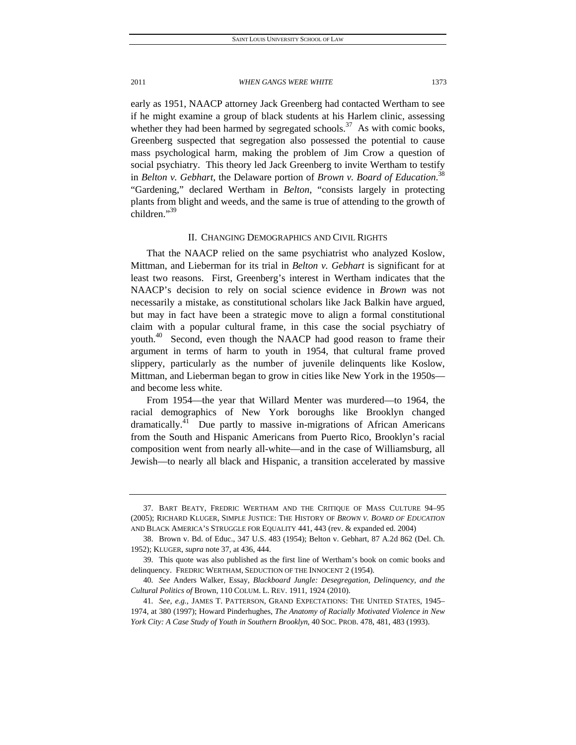early as 1951, NAACP attorney Jack Greenberg had contacted Wertham to see if he might examine a group of black students at his Harlem clinic, assessing whether they had been harmed by segregated schools.[37] As with comic books, Greenberg suspected that segregation also possessed the potential to cause mass psychological harm, making the problem of Jim Crow a question of social psychiatry. This theory led Jack Greenberg to invite Wertham to testify in *Belton v. Gebhart*, the Delaware portion of *Brown v. Board of Education*.[38] "Gardening," declared Wertham in *Belton*, "consists largely in protecting plants from blight and weeds, and the same is true of attending to the growth of children."[39]

## II. CHANGING DEMOGRAPHICS AND CIVIL RIGHTS

That the NAACP relied on the same psychiatrist who analyzed Koslow, Mittman, and Lieberman for its trial in *Belton v. Gebhart* is significant for at least two reasons. First, Greenberg's interest in Wertham indicates that the NAACP's decision to rely on social science evidence in *Brown* was not necessarily a mistake, as constitutional scholars like Jack Balkin have argued, but may in fact have been a strategic move to align a formal constitutional claim with a popular cultural frame, in this case the social psychiatry of youth.[40] Second, even though the NAACP had good reason to frame their argument in terms of harm to youth in 1954, that cultural frame proved slippery, particularly as the number of juvenile delinquents like Koslow, Mittman, and Lieberman began to grow in cities like New York in the 1950s—and become less white.

From 1954—the year that Willard Menter was murdered—to 1964, the racial demographics of New York boroughs like Brooklyn changed dramatically.[41] Due partly to massive in-migrations of African Americans from the South and Hispanic Americans from Puerto Rico, Brooklyn's racial composition went from nearly all-white—and in the case of Williamsburg, all Jewish—to nearly all black and Hispanic, a transition accelerated by massive

---

37. BART BEATY, FREDRIC WERTHAM AND THE CRITIQUE OF MASS CULTURE 94–95 (2005); RICHARD KLUGER, SIMPLE JUSTICE: THE HISTORY OF *BROWN V. BOARD OF EDUCATION* AND BLACK AMERICA'S STRUGGLE FOR EQUALITY 441, 443 (rev. & expanded ed. 2004)

38. Brown v. Bd. of Educ., 347 U.S. 483 (1954); Belton v. Gebhart, 87 A.2d 862 (Del. Ch. 1952); KLUGER, *supra* note 37, at 436, 444.

39. This quote was also published as the first line of Wertham's book on comic books and delinquency. FREDRIC WERTHAM, SEDUCTION OF THE INNOCENT 2 (1954).

40. *See* Anders Walker, Essay, *Blackboard Jungle: Desegregation, Delinquency, and the Cultural Politics of* Brown, 110 COLUM. L. REV. 1911, 1924 (2010).

41. *See, e.g.*, JAMES T. PATTERSON, GRAND EXPECTATIONS: THE UNITED STATES, 1945–1974, at 380 (1997); Howard Pinderhughes, *The Anatomy of Racially Motivated Violence in New York City: A Case Study of Youth in Southern Brooklyn*, 40 SOC. PROB. 478, 481, 483 (1993).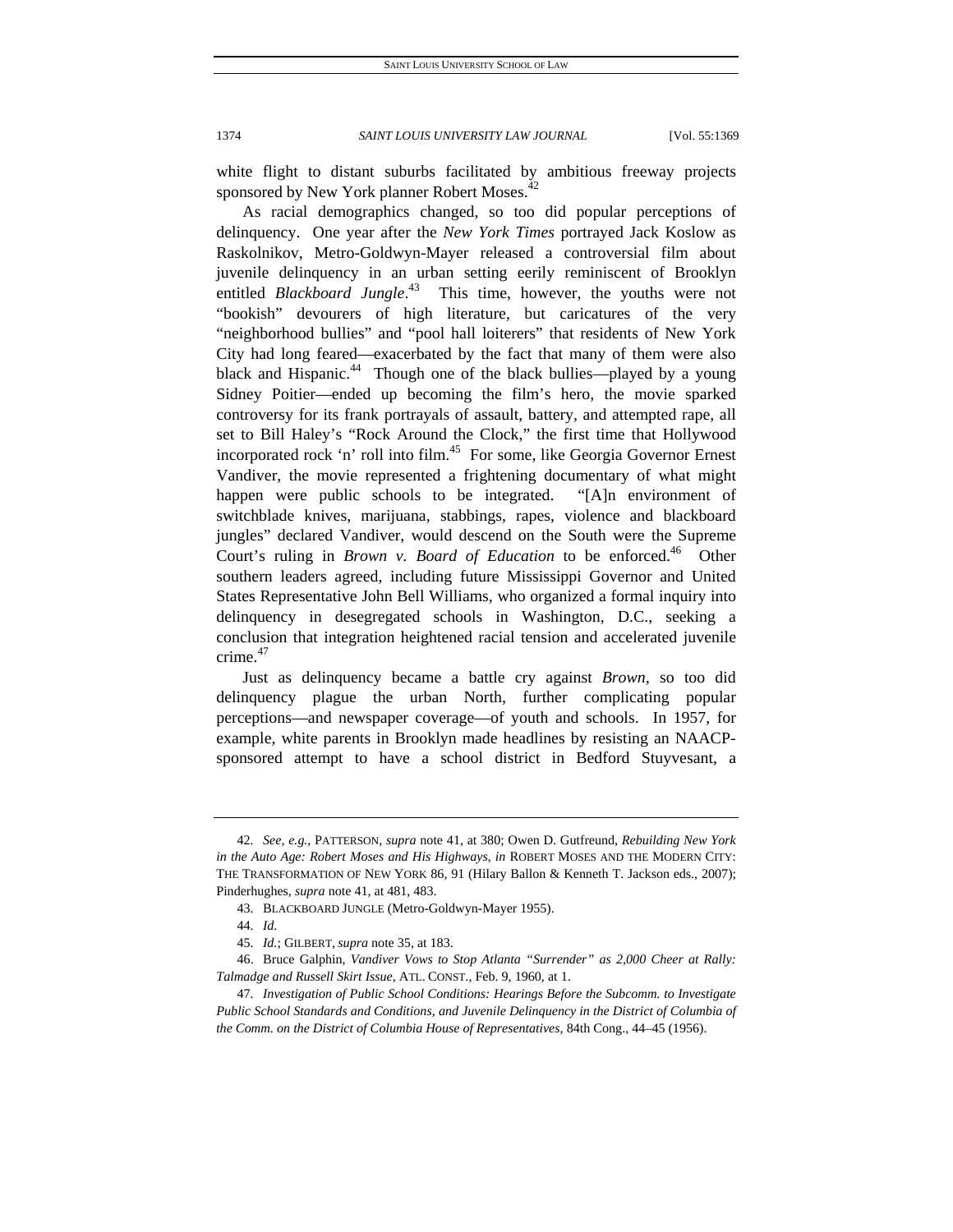white flight to distant suburbs facilitated by ambitious freeway projects sponsored by New York planner Robert Moses.[42]

As racial demographics changed, so too did popular perceptions of delinquency. One year after the *New York Times* portrayed Jack Koslow as Raskolnikov, Metro-Goldwyn-Mayer released a controversial film about juvenile delinquency in an urban setting eerily reminiscent of Brooklyn entitled *Blackboard Jungle*.[43] This time, however, the youths were not "bookish" devourers of high literature, but caricatures of the very "neighborhood bullies" and "pool hall loiterers" that residents of New York City had long feared—exacerbated by the fact that many of them were also black and Hispanic.[44] Though one of the black bullies—played by a young Sidney Poitier—ended up becoming the film's hero, the movie sparked controversy for its frank portrayals of assault, battery, and attempted rape, all set to Bill Haley's "Rock Around the Clock," the first time that Hollywood incorporated rock 'n' roll into film.[45] For some, like Georgia Governor Ernest Vandiver, the movie represented a frightening documentary of what might happen were public schools to be integrated. "[A]n environment of switchblade knives, marijuana, stabbings, rapes, violence and blackboard jungles" declared Vandiver, would descend on the South were the Supreme Court's ruling in *Brown v. Board of Education* to be enforced.[46] Other southern leaders agreed, including future Mississippi Governor and United States Representative John Bell Williams, who organized a formal inquiry into delinquency in desegregated schools in Washington, D.C., seeking a conclusion that integration heightened racial tension and accelerated juvenile crime.[47]

Just as delinquency became a battle cry against *Brown*, so too did delinquency plague the urban North, further complicating popular perceptions—and newspaper coverage—of youth and schools. In 1957, for example, white parents in Brooklyn made headlines by resisting an NAACP-sponsored attempt to have a school district in Bedford Stuyvesant, a

---

42. *See, e.g.*, PATTERSON, *supra* note 41, at 380; Owen D. Gutfreund, *Rebuilding New York in the Auto Age: Robert Moses and His Highways*, *in* ROBERT MOSES AND THE MODERN CITY: THE TRANSFORMATION OF NEW YORK 86, 91 (Hilary Ballon & Kenneth T. Jackson eds., 2007); Pinderhughes, *supra* note 41, at 481, 483.

43. BLACKBOARD JUNGLE (Metro-Goldwyn-Mayer 1955).

44. *Id.*

45. *Id.*; GILBERT, *supra* note 35, at 183.

46. Bruce Galphin, *Vandiver Vows to Stop Atlanta "Surrender" as 2,000 Cheer at Rally: Talmadge and Russell Skirt Issue*, ATL. CONST., Feb. 9, 1960, at 1.

47. *Investigation of Public School Conditions: Hearings Before the Subcomm. to Investigate Public School Standards and Conditions, and Juvenile Delinquency in the District of Columbia of the Comm. on the District of Columbia House of Representatives*, 84th Cong., 44–45 (1956).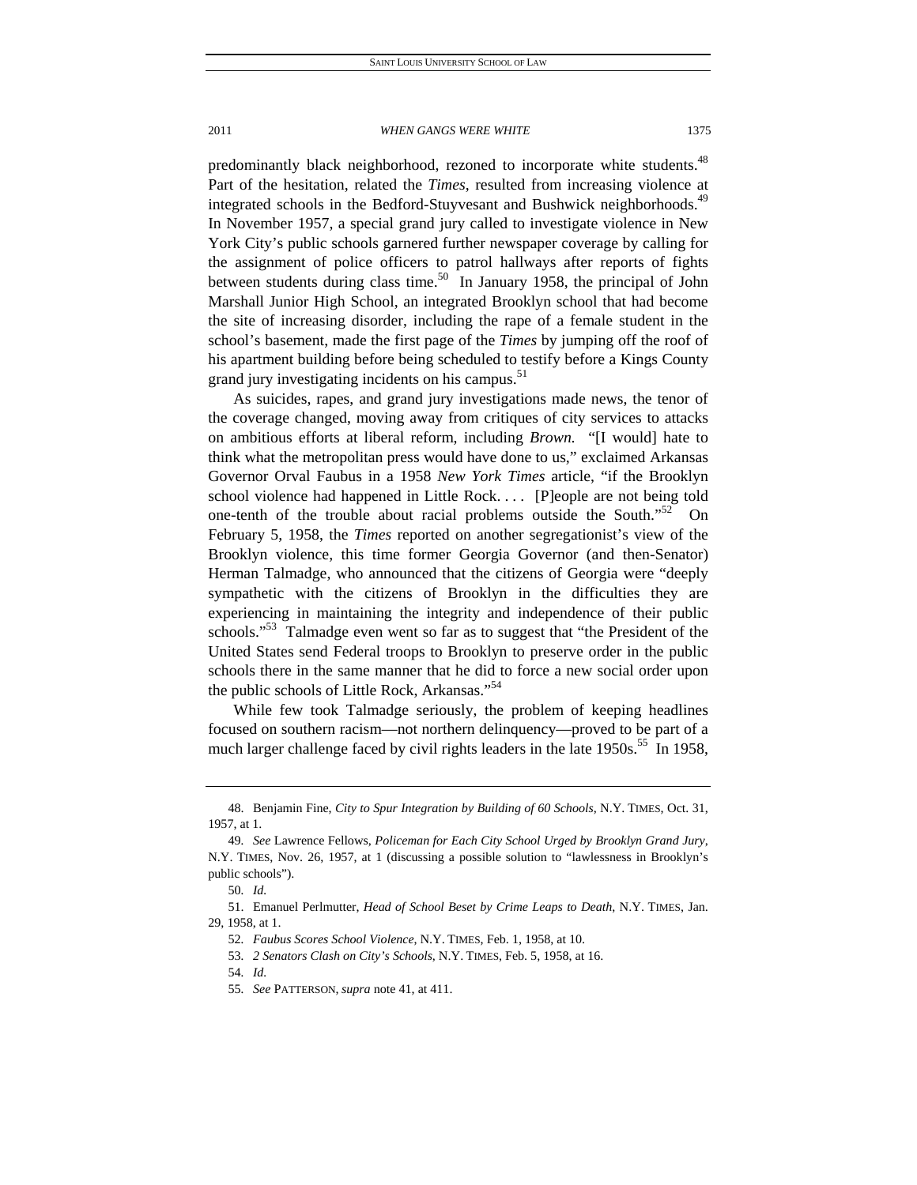predominantly black neighborhood, rezoned to incorporate white students.[48] Part of the hesitation, related the *Times*, resulted from increasing violence at integrated schools in the Bedford-Stuyvesant and Bushwick neighborhoods.[49] In November 1957, a special grand jury called to investigate violence in New York City's public schools garnered further newspaper coverage by calling for the assignment of police officers to patrol hallways after reports of fights between students during class time.[50] In January 1958, the principal of John Marshall Junior High School, an integrated Brooklyn school that had become the site of increasing disorder, including the rape of a female student in the school's basement, made the first page of the *Times* by jumping off the roof of his apartment building before being scheduled to testify before a Kings County grand jury investigating incidents on his campus.[51]

As suicides, rapes, and grand jury investigations made news, the tenor of the coverage changed, moving away from critiques of city services to attacks on ambitious efforts at liberal reform, including *Brown*. "[I would] hate to think what the metropolitan press would have done to us," exclaimed Arkansas Governor Orval Faubus in a 1958 *New York Times* article, "if the Brooklyn school violence had happened in Little Rock. . . . [P]eople are not being told one-tenth of the trouble about racial problems outside the South."[52] On February 5, 1958, the *Times* reported on another segregationist's view of the Brooklyn violence, this time former Georgia Governor (and then-Senator) Herman Talmadge, who announced that the citizens of Georgia were "deeply sympathetic with the citizens of Brooklyn in the difficulties they are experiencing in maintaining the integrity and independence of their public schools."[53] Talmadge even went so far as to suggest that "the President of the United States send Federal troops to Brooklyn to preserve order in the public schools there in the same manner that he did to force a new social order upon the public schools of Little Rock, Arkansas."[54]

While few took Talmadge seriously, the problem of keeping headlines focused on southern racism—not northern delinquency—proved to be part of a much larger challenge faced by civil rights leaders in the late 1950s.[55] In 1958,

---

48. Benjamin Fine, *City to Spur Integration by Building of 60 Schools*, N.Y. TIMES, Oct. 31, 1957, at 1.

49. *See* Lawrence Fellows, *Policeman for Each City School Urged by Brooklyn Grand Jury*, N.Y. TIMES, Nov. 26, 1957, at 1 (discussing a possible solution to "lawlessness in Brooklyn's public schools").

50. *Id.*

51. Emanuel Perlmutter, *Head of School Beset by Crime Leaps to Death*, N.Y. TIMES, Jan. 29, 1958, at 1.

52. *Faubus Scores School Violence*, N.Y. TIMES, Feb. 1, 1958, at 10.

53. *2 Senators Clash on City's Schools*, N.Y. TIMES, Feb. 5, 1958, at 16.

54. *Id.*

55. *See* PATTERSON, *supra* note 41, at 411.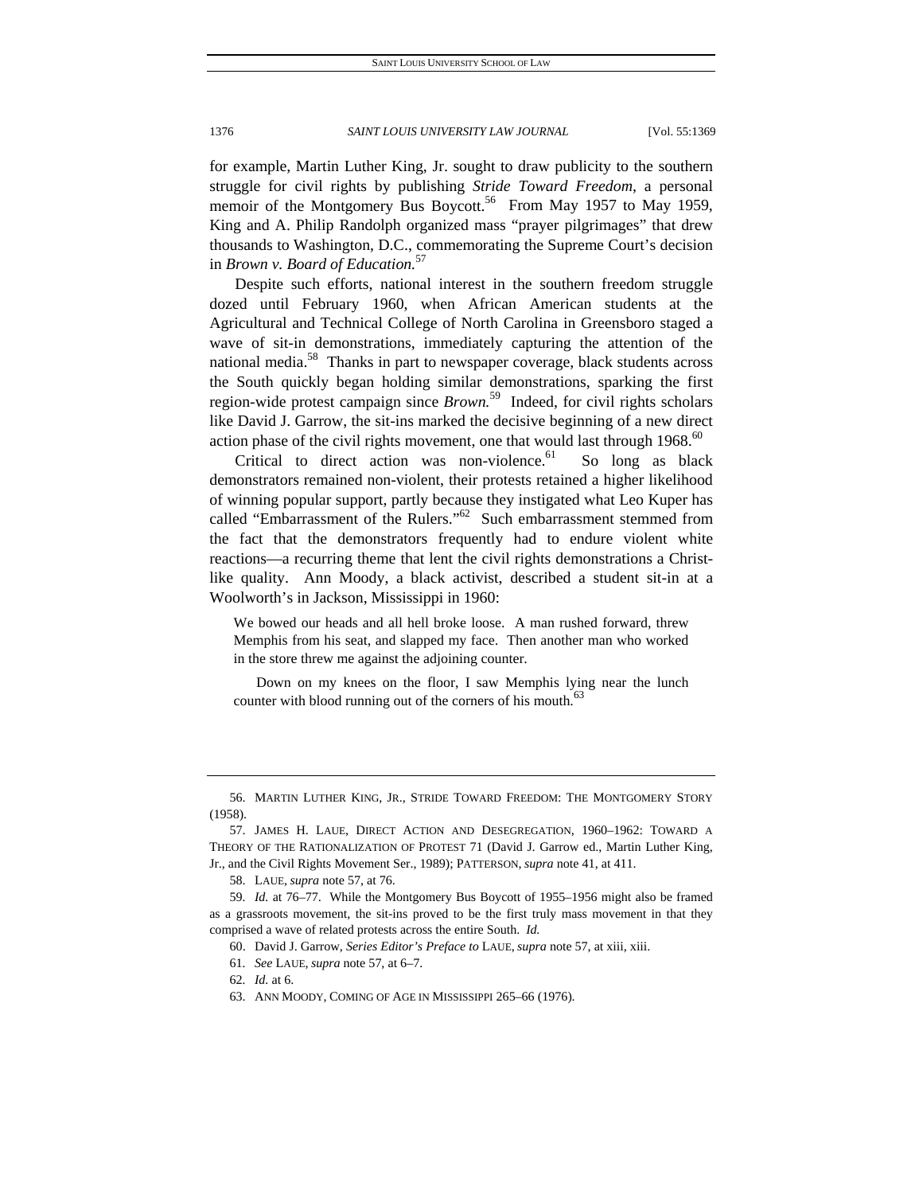for example, Martin Luther King, Jr. sought to draw publicity to the southern struggle for civil rights by publishing *Stride Toward Freedom*, a personal memoir of the Montgomery Bus Boycott.[56] From May 1957 to May 1959, King and A. Philip Randolph organized mass "prayer pilgrimages" that drew thousands to Washington, D.C., commemorating the Supreme Court's decision in *Brown v. Board of Education*.[57]

Despite such efforts, national interest in the southern freedom struggle dozed until February 1960, when African American students at the Agricultural and Technical College of North Carolina in Greensboro staged a wave of sit-in demonstrations, immediately capturing the attention of the national media.[58] Thanks in part to newspaper coverage, black students across the South quickly began holding similar demonstrations, sparking the first region-wide protest campaign since *Brown*.[59] Indeed, for civil rights scholars like David J. Garrow, the sit-ins marked the decisive beginning of a new direct action phase of the civil rights movement, one that would last through 1968.[60]

Critical to direct action was non-violence.[61] So long as black demonstrators remained non-violent, their protests retained a higher likelihood of winning popular support, partly because they instigated what Leo Kuper has called "Embarrassment of the Rulers."[62] Such embarrassment stemmed from the fact that the demonstrators frequently had to endure violent white reactions—a recurring theme that lent the civil rights demonstrations a Christ-like quality. Ann Moody, a black activist, described a student sit-in at a Woolworth's in Jackson, Mississippi in 1960:

> We bowed our heads and all hell broke loose. A man rushed forward, threw Memphis from his seat, and slapped my face. Then another man who worked in the store threw me against the adjoining counter.
>
> Down on my knees on the floor, I saw Memphis lying near the lunch counter with blood running out of the corners of his mouth.[63]

---

56. MARTIN LUTHER KING, JR., STRIDE TOWARD FREEDOM: THE MONTGOMERY STORY (1958).

57. JAMES H. LAUE, DIRECT ACTION AND DESEGREGATION, 1960–1962: TOWARD A THEORY OF THE RATIONALIZATION OF PROTEST 71 (David J. Garrow ed., Martin Luther King, Jr., and the Civil Rights Movement Ser., 1989); PATTERSON, *supra* note 41, at 411.

58. LAUE, *supra* note 57, at 76.

59. *Id.* at 76–77. While the Montgomery Bus Boycott of 1955–1956 might also be framed as a grassroots movement, the sit-ins proved to be the first truly mass movement in that they comprised a wave of related protests across the entire South. *Id.*

60. David J. Garrow, *Series Editor's Preface to* LAUE, *supra* note 57, at xiii, xiii.

61. *See* LAUE, *supra* note 57, at 6–7.

62. *Id.* at 6.

63. ANN MOODY, COMING OF AGE IN MISSISSIPPI 265–66 (1976).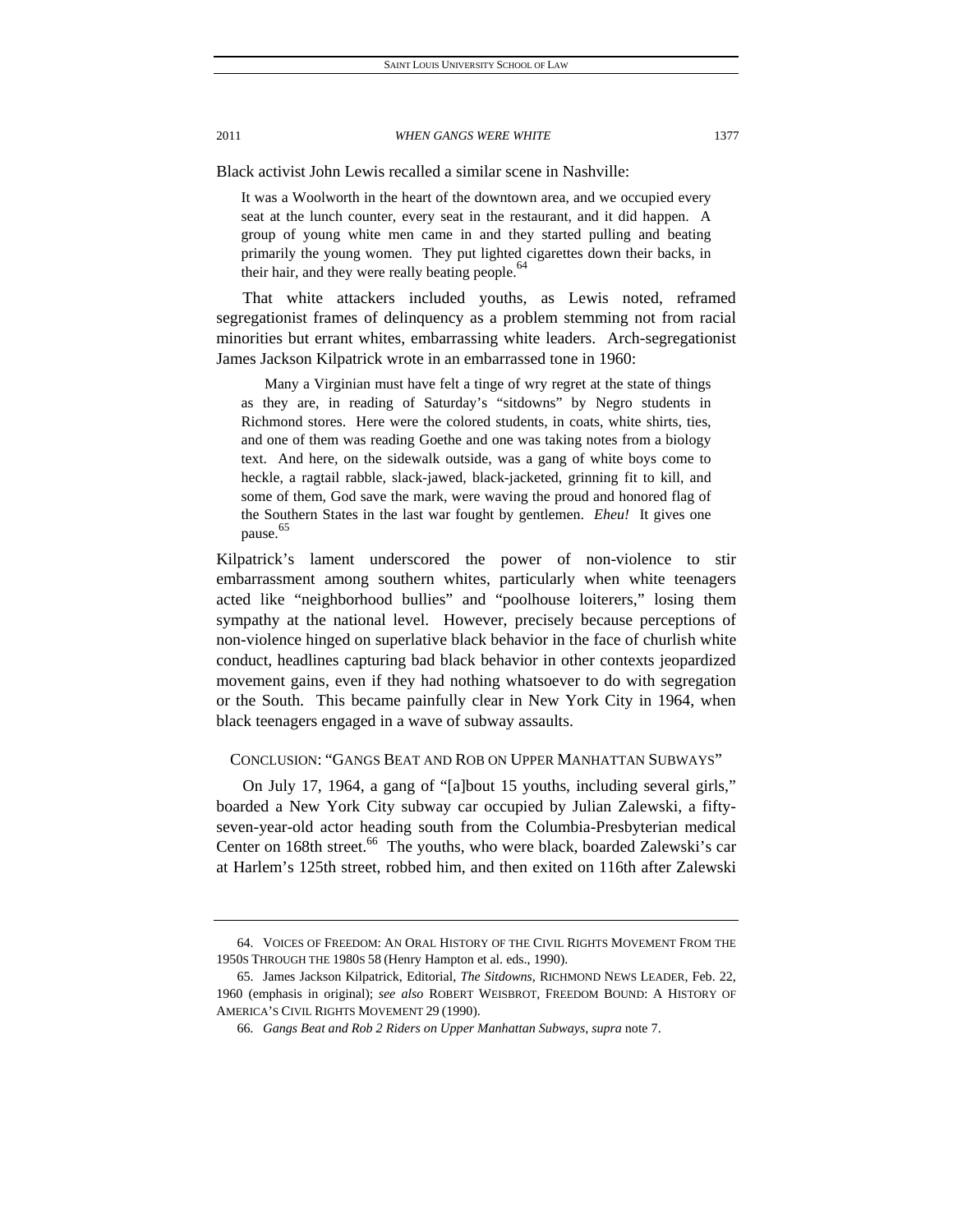Black activist John Lewis recalled a similar scene in Nashville:

> It was a Woolworth in the heart of the downtown area, and we occupied every seat at the lunch counter, every seat in the restaurant, and it did happen. A group of young white men came in and they started pulling and beating primarily the young women. They put lighted cigarettes down their backs, in their hair, and they were really beating people.[64]

That white attackers included youths, as Lewis noted, reframed segregationist frames of delinquency as a problem stemming not from racial minorities but errant whites, embarrassing white leaders. Arch-segregationist James Jackson Kilpatrick wrote in an embarrassed tone in 1960:

> Many a Virginian must have felt a tinge of wry regret at the state of things as they are, in reading of Saturday's "sitdowns" by Negro students in Richmond stores. Here were the colored students, in coats, white shirts, ties, and one of them was reading Goethe and one was taking notes from a biology text. And here, on the sidewalk outside, was a gang of white boys come to heckle, a ragtail rabble, slack-jawed, black-jacketed, grinning fit to kill, and some of them, God save the mark, were waving the proud and honored flag of the Southern States in the last war fought by gentlemen. *Eheu!* It gives one pause.[65]

Kilpatrick's lament underscored the power of non-violence to stir embarrassment among southern whites, particularly when white teenagers acted like "neighborhood bullies" and "poolhouse loiterers," losing them sympathy at the national level. However, precisely because perceptions of non-violence hinged on superlative black behavior in the face of churlish white conduct, headlines capturing bad black behavior in other contexts jeopardized movement gains, even if they had nothing whatsoever to do with segregation or the South. This became painfully clear in New York City in 1964, when black teenagers engaged in a wave of subway assaults.

## CONCLUSION: "GANGS BEAT AND ROB ON UPPER MANHATTAN SUBWAYS"

On July 17, 1964, a gang of "[a]bout 15 youths, including several girls," boarded a New York City subway car occupied by Julian Zalewski, a fifty-seven-year-old actor heading south from the Columbia-Presbyterian medical Center on 168th street.[66] The youths, who were black, boarded Zalewski's car at Harlem's 125th street, robbed him, and then exited on 116th after Zalewski

---

64. VOICES OF FREEDOM: AN ORAL HISTORY OF THE CIVIL RIGHTS MOVEMENT FROM THE 1950S THROUGH THE 1980S 58 (Henry Hampton et al. eds., 1990).

65. James Jackson Kilpatrick, Editorial, *The Sitdowns*, RICHMOND NEWS LEADER, Feb. 22, 1960 (emphasis in original); *see also* ROBERT WEISBROT, FREEDOM BOUND: A HISTORY OF AMERICA'S CIVIL RIGHTS MOVEMENT 29 (1990).

66. *Gangs Beat and Rob 2 Riders on Upper Manhattan Subways*, *supra* note 7.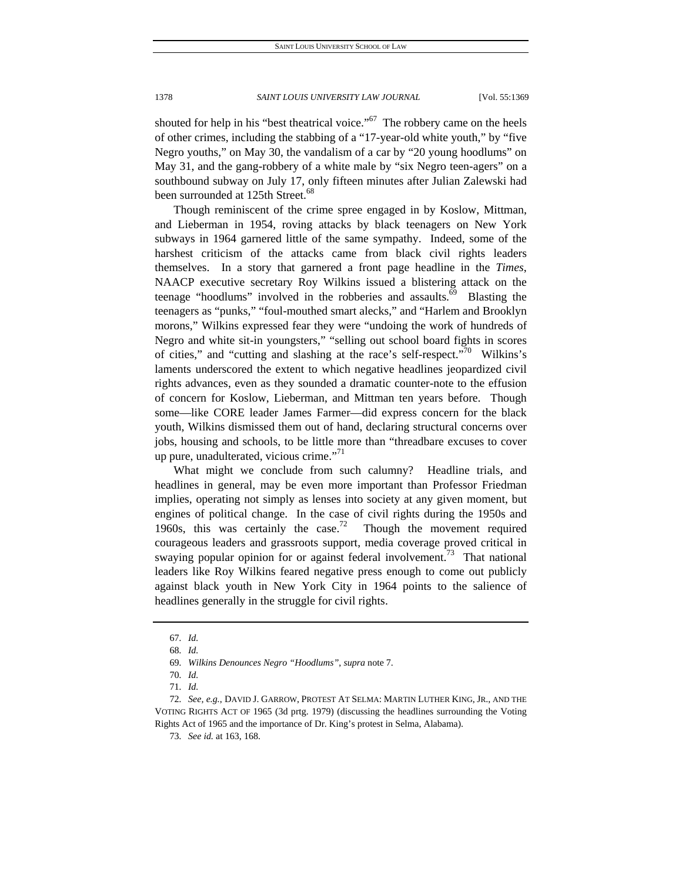shouted for help in his "best theatrical voice."[67] The robbery came on the heels of other crimes, including the stabbing of a "17-year-old white youth," by "five Negro youths," on May 30, the vandalism of a car by "20 young hoodlums" on May 31, and the gang-robbery of a white male by "six Negro teen-agers" on a southbound subway on July 17, only fifteen minutes after Julian Zalewski had been surrounded at 125th Street.[68]

Though reminiscent of the crime spree engaged in by Koslow, Mittman, and Lieberman in 1954, roving attacks by black teenagers on New York subways in 1964 garnered little of the same sympathy. Indeed, some of the harshest criticism of the attacks came from black civil rights leaders themselves. In a story that garnered a front page headline in the *Times*, NAACP executive secretary Roy Wilkins issued a blistering attack on the teenage "hoodlums" involved in the robberies and assaults.[69] Blasting the teenagers as "punks," "foul-mouthed smart alecks," and "Harlem and Brooklyn morons," Wilkins expressed fear they were "undoing the work of hundreds of Negro and white sit-in youngsters," "selling out school board fights in scores of cities," and "cutting and slashing at the race's self-respect."[70] Wilkins's laments underscored the extent to which negative headlines jeopardized civil rights advances, even as they sounded a dramatic counter-note to the effusion of concern for Koslow, Lieberman, and Mittman ten years before. Though some—like CORE leader James Farmer—did express concern for the black youth, Wilkins dismissed them out of hand, declaring structural concerns over jobs, housing and schools, to be little more than "threadbare excuses to cover up pure, unadulterated, vicious crime."[71]

What might we conclude from such calumny? Headline trials, and headlines in general, may be even more important than Professor Friedman implies, operating not simply as lenses into society at any given moment, but engines of political change. In the case of civil rights during the 1950s and 1960s, this was certainly the case.[72] Though the movement required courageous leaders and grassroots support, media coverage proved critical in swaying popular opinion for or against federal involvement.[73] That national leaders like Roy Wilkins feared negative press enough to come out publicly against black youth in New York City in 1964 points to the salience of headlines generally in the struggle for civil rights.

---

67. *Id.*

68. *Id.*

69. *Wilkins Denounces Negro "Hoodlums"*, *supra* note 7.

70. *Id.*

71. *Id.*

72. *See, e.g.*, DAVID J. GARROW, PROTEST AT SELMA: MARTIN LUTHER KING, JR., AND THE VOTING RIGHTS ACT OF 1965 (3d prtg. 1979) (discussing the headlines surrounding the Voting Rights Act of 1965 and the importance of Dr. King's protest in Selma, Alabama).

73. *See id.* at 163, 168.